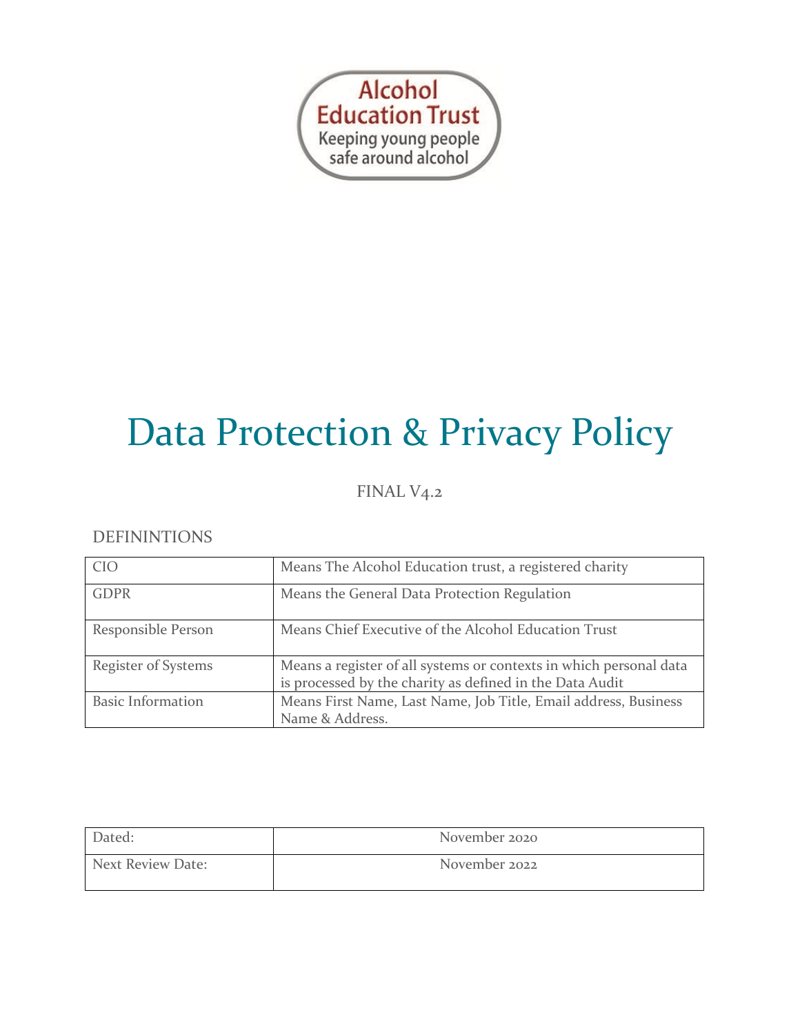Alcohol Education Trust
Keeping young people safe around alcohol

# Data Protection & Privacy Policy

FINAL V4.2

## DEFININTIONS

| | |
|---|---|
| CIO | Means The Alcohol Education trust, a registered charity |
| GDPR | Means the General Data Protection Regulation |
| Responsible Person | Means Chief Executive of the Alcohol Education Trust |
| Register of Systems | Means a register of all systems or contexts in which personal data is processed by the charity as defined in the Data Audit |
| Basic Information | Means First Name, Last Name, Job Title, Email address, Business Name & Address. |

| | |
|---|---|
| Dated: | November 2020 |
| Next Review Date: | November 2022 |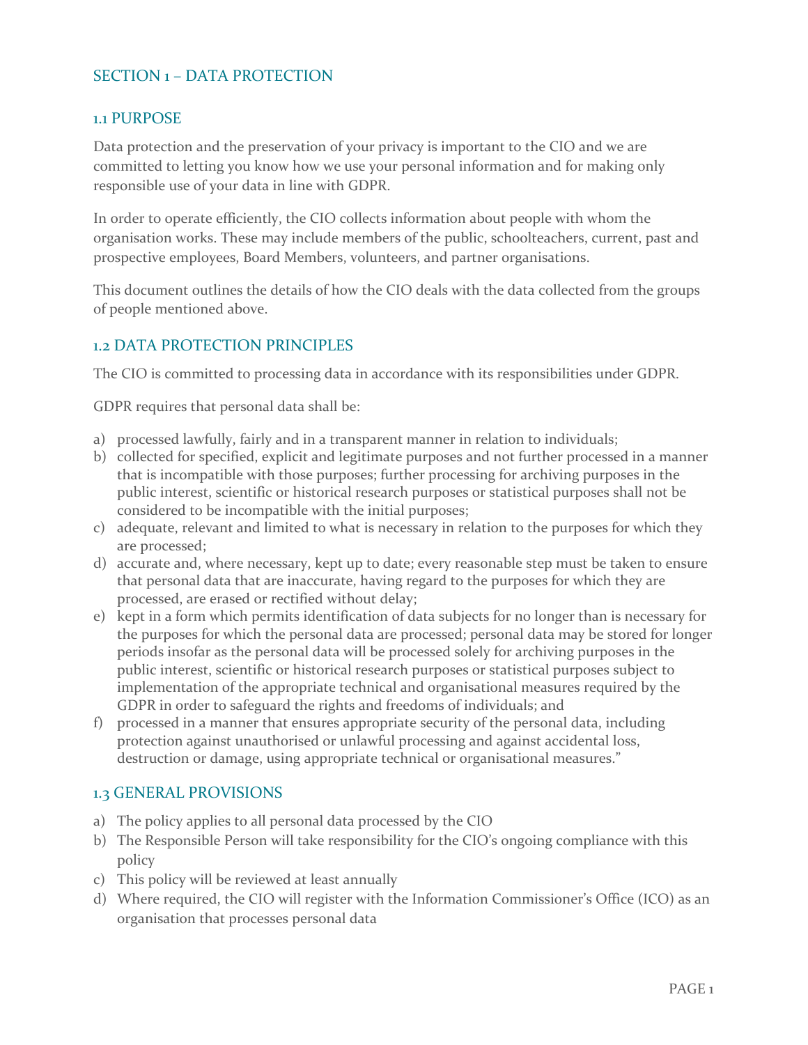## SECTION 1 – DATA PROTECTION

### 1.1 PURPOSE

Data protection and the preservation of your privacy is important to the CIO and we are committed to letting you know how we use your personal information and for making only responsible use of your data in line with GDPR.

In order to operate efficiently, the CIO collects information about people with whom the organisation works. These may include members of the public, schoolteachers, current, past and prospective employees, Board Members, volunteers, and partner organisations.

This document outlines the details of how the CIO deals with the data collected from the groups of people mentioned above.

### 1.2 DATA PROTECTION PRINCIPLES

The CIO is committed to processing data in accordance with its responsibilities under GDPR.

GDPR requires that personal data shall be:

a) processed lawfully, fairly and in a transparent manner in relation to individuals;
b) collected for specified, explicit and legitimate purposes and not further processed in a manner that is incompatible with those purposes; further processing for archiving purposes in the public interest, scientific or historical research purposes or statistical purposes shall not be considered to be incompatible with the initial purposes;
c) adequate, relevant and limited to what is necessary in relation to the purposes for which they are processed;
d) accurate and, where necessary, kept up to date; every reasonable step must be taken to ensure that personal data that are inaccurate, having regard to the purposes for which they are processed, are erased or rectified without delay;
e) kept in a form which permits identification of data subjects for no longer than is necessary for the purposes for which the personal data are processed; personal data may be stored for longer periods insofar as the personal data will be processed solely for archiving purposes in the public interest, scientific or historical research purposes or statistical purposes subject to implementation of the appropriate technical and organisational measures required by the GDPR in order to safeguard the rights and freedoms of individuals; and
f) processed in a manner that ensures appropriate security of the personal data, including protection against unauthorised or unlawful processing and against accidental loss, destruction or damage, using appropriate technical or organisational measures."

### 1.3 GENERAL PROVISIONS

a) The policy applies to all personal data processed by the CIO
b) The Responsible Person will take responsibility for the CIO's ongoing compliance with this policy
c) This policy will be reviewed at least annually
d) Where required, the CIO will register with the Information Commissioner's Office (ICO) as an organisation that processes personal data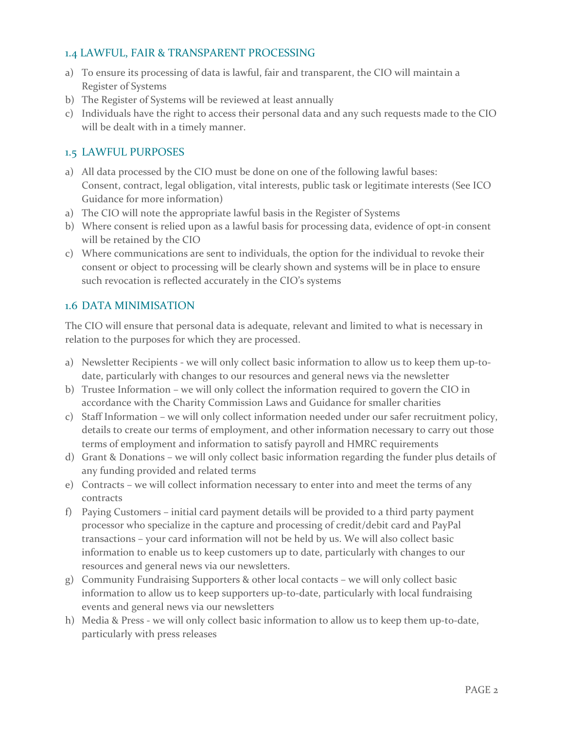## 1.4 LAWFUL, FAIR & TRANSPARENT PROCESSING

a) To ensure its processing of data is lawful, fair and transparent, the CIO will maintain a Register of Systems
b) The Register of Systems will be reviewed at least annually
c) Individuals have the right to access their personal data and any such requests made to the CIO will be dealt with in a timely manner.

## 1.5 LAWFUL PURPOSES

a) All data processed by the CIO must be done on one of the following lawful bases: Consent, contract, legal obligation, vital interests, public task or legitimate interests (See ICO Guidance for more information)
a) The CIO will note the appropriate lawful basis in the Register of Systems
b) Where consent is relied upon as a lawful basis for processing data, evidence of opt-in consent will be retained by the CIO
c) Where communications are sent to individuals, the option for the individual to revoke their consent or object to processing will be clearly shown and systems will be in place to ensure such revocation is reflected accurately in the CIO's systems

## 1.6 DATA MINIMISATION

The CIO will ensure that personal data is adequate, relevant and limited to what is necessary in relation to the purposes for which they are processed.

a) Newsletter Recipients - we will only collect basic information to allow us to keep them up-to-date, particularly with changes to our resources and general news via the newsletter
b) Trustee Information – we will only collect the information required to govern the CIO in accordance with the Charity Commission Laws and Guidance for smaller charities
c) Staff Information – we will only collect information needed under our safer recruitment policy, details to create our terms of employment, and other information necessary to carry out those terms of employment and information to satisfy payroll and HMRC requirements
d) Grant & Donations – we will only collect basic information regarding the funder plus details of any funding provided and related terms
e) Contracts – we will collect information necessary to enter into and meet the terms of any contracts
f) Paying Customers – initial card payment details will be provided to a third party payment processor who specialize in the capture and processing of credit/debit card and PayPal transactions – your card information will not be held by us. We will also collect basic information to enable us to keep customers up to date, particularly with changes to our resources and general news via our newsletters.
g) Community Fundraising Supporters & other local contacts – we will only collect basic information to allow us to keep supporters up-to-date, particularly with local fundraising events and general news via our newsletters
h) Media & Press - we will only collect basic information to allow us to keep them up-to-date, particularly with press releases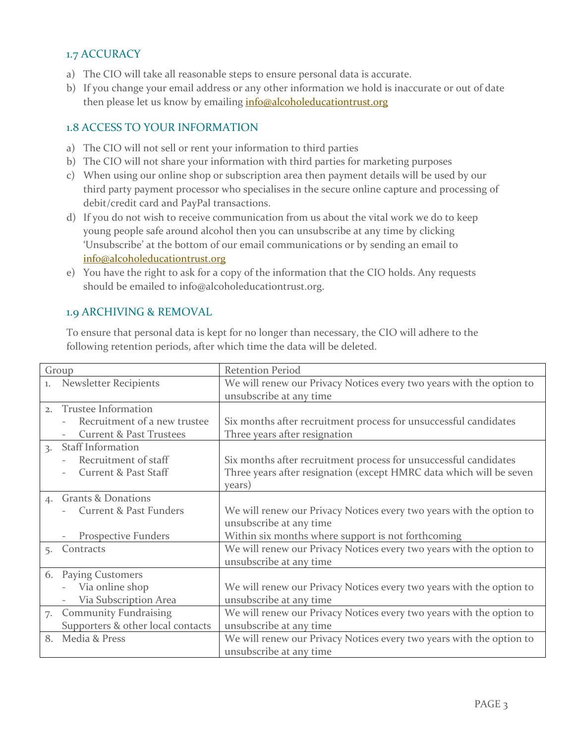### 1.7 ACCURACY

a) The CIO will take all reasonable steps to ensure personal data is accurate.
b) If you change your email address or any other information we hold is inaccurate or out of date then please let us know by emailing info@alcoholeducationtrust.org

### 1.8 ACCESS TO YOUR INFORMATION

a) The CIO will not sell or rent your information to third parties
b) The CIO will not share your information with third parties for marketing purposes
c) When using our online shop or subscription area then payment details will be used by our third party payment processor who specialises in the secure online capture and processing of debit/credit card and PayPal transactions.
d) If you do not wish to receive communication from us about the vital work we do to keep young people safe around alcohol then you can unsubscribe at any time by clicking 'Unsubscribe' at the bottom of our email communications or by sending an email to info@alcoholeducationtrust.org
e) You have the right to ask for a copy of the information that the CIO holds. Any requests should be emailed to info@alcoholeducationtrust.org.

### 1.9 ARCHIVING & REMOVAL

To ensure that personal data is kept for no longer than necessary, the CIO will adhere to the following retention periods, after which time the data will be deleted.

| Group | Retention Period |
|---|---|
| 1. Newsletter Recipients | We will renew our Privacy Notices every two years with the option to unsubscribe at any time |
| 2. Trustee Information<br>- Recruitment of a new trustee<br>- Current & Past Trustees | <br>Six months after recruitment process for unsuccessful candidates<br>Three years after resignation |
| 3. Staff Information<br>- Recruitment of staff<br>- Current & Past Staff | <br>Six months after recruitment process for unsuccessful candidates<br>Three years after resignation (except HMRC data which will be seven years) |
| 4. Grants & Donations<br>- Current & Past Funders<br>- Prospective Funders | <br>We will renew our Privacy Notices every two years with the option to unsubscribe at any time<br>Within six months where support is not forthcoming |
| 5. Contracts | We will renew our Privacy Notices every two years with the option to unsubscribe at any time |
| 6. Paying Customers<br>- Via online shop<br>- Via Subscription Area | <br>We will renew our Privacy Notices every two years with the option to unsubscribe at any time |
| 7. Community Fundraising Supporters & other local contacts | We will renew our Privacy Notices every two years with the option to unsubscribe at any time |
| 8. Media & Press | We will renew our Privacy Notices every two years with the option to unsubscribe at any time |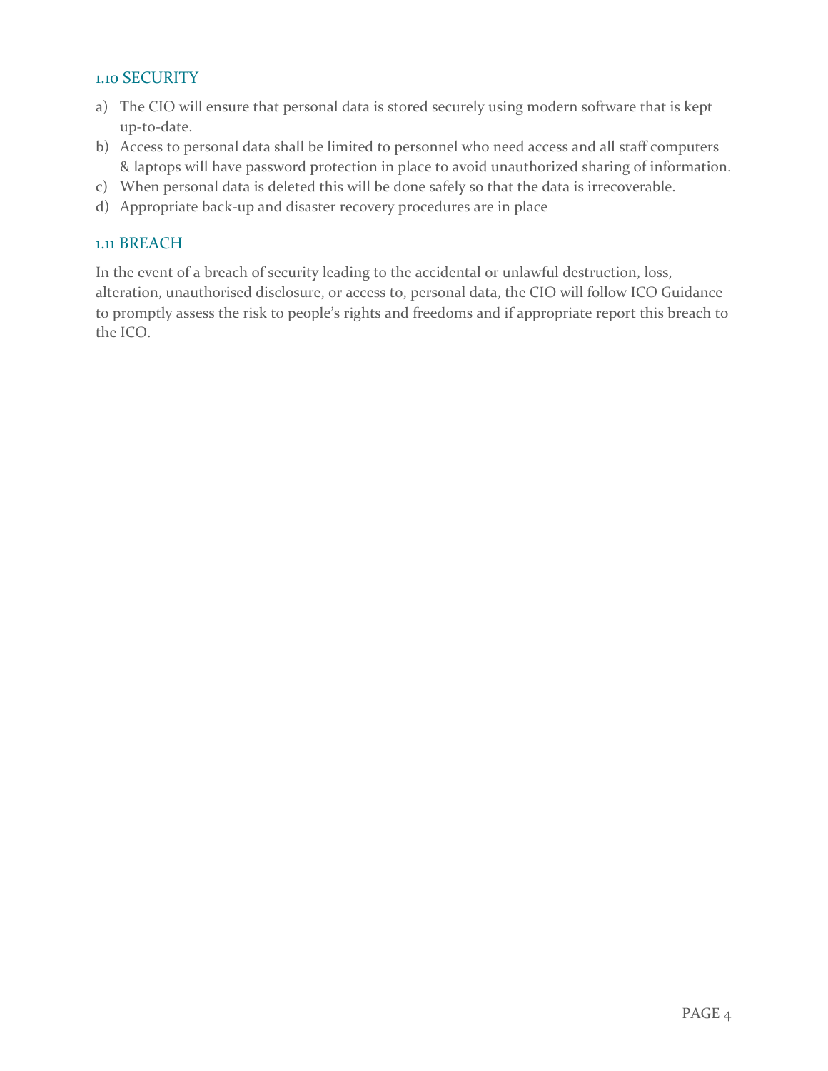### 1.10 SECURITY

a) The CIO will ensure that personal data is stored securely using modern software that is kept up-to-date.
b) Access to personal data shall be limited to personnel who need access and all staff computers & laptops will have password protection in place to avoid unauthorized sharing of information.
c) When personal data is deleted this will be done safely so that the data is irrecoverable.
d) Appropriate back-up and disaster recovery procedures are in place

### 1.11 BREACH

In the event of a breach of security leading to the accidental or unlawful destruction, loss, alteration, unauthorised disclosure, or access to, personal data, the CIO will follow ICO Guidance to promptly assess the risk to people's rights and freedoms and if appropriate report this breach to the ICO.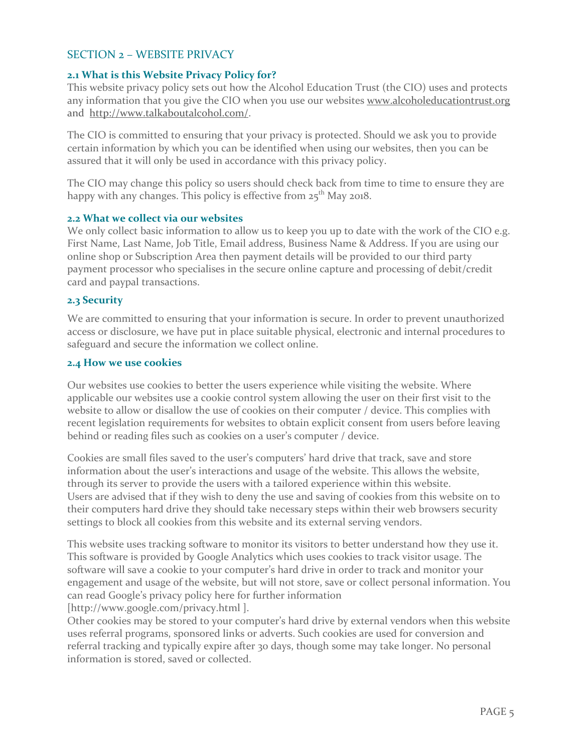## SECTION 2 – WEBSITE PRIVACY

### 2.1 What is this Website Privacy Policy for?

This website privacy policy sets out how the Alcohol Education Trust (the CIO) uses and protects any information that you give the CIO when you use our websites www.alcoholeducationtrust.org and http://www.talkaboutalcohol.com/.

The CIO is committed to ensuring that your privacy is protected. Should we ask you to provide certain information by which you can be identified when using our websites, then you can be assured that it will only be used in accordance with this privacy policy.

The CIO may change this policy so users should check back from time to time to ensure they are happy with any changes. This policy is effective from 25th May 2018.

### 2.2 What we collect via our websites

We only collect basic information to allow us to keep you up to date with the work of the CIO e.g. First Name, Last Name, Job Title, Email address, Business Name & Address. If you are using our online shop or Subscription Area then payment details will be provided to our third party payment processor who specialises in the secure online capture and processing of debit/credit card and paypal transactions.

### 2.3 Security

We are committed to ensuring that your information is secure. In order to prevent unauthorized access or disclosure, we have put in place suitable physical, electronic and internal procedures to safeguard and secure the information we collect online.

### 2.4 How we use cookies

Our websites use cookies to better the users experience while visiting the website. Where applicable our websites use a cookie control system allowing the user on their first visit to the website to allow or disallow the use of cookies on their computer / device. This complies with recent legislation requirements for websites to obtain explicit consent from users before leaving behind or reading files such as cookies on a user's computer / device.

Cookies are small files saved to the user's computers' hard drive that track, save and store information about the user's interactions and usage of the website. This allows the website, through its server to provide the users with a tailored experience within this website.
Users are advised that if they wish to deny the use and saving of cookies from this website on to their computers hard drive they should take necessary steps within their web browsers security settings to block all cookies from this website and its external serving vendors.

This website uses tracking software to monitor its visitors to better understand how they use it. This software is provided by Google Analytics which uses cookies to track visitor usage. The software will save a cookie to your computer's hard drive in order to track and monitor your engagement and usage of the website, but will not store, save or collect personal information. You can read Google's privacy policy here for further information [http://www.google.com/privacy.html ].
Other cookies may be stored to your computer's hard drive by external vendors when this website uses referral programs, sponsored links or adverts. Such cookies are used for conversion and referral tracking and typically expire after 30 days, though some may take longer. No personal information is stored, saved or collected.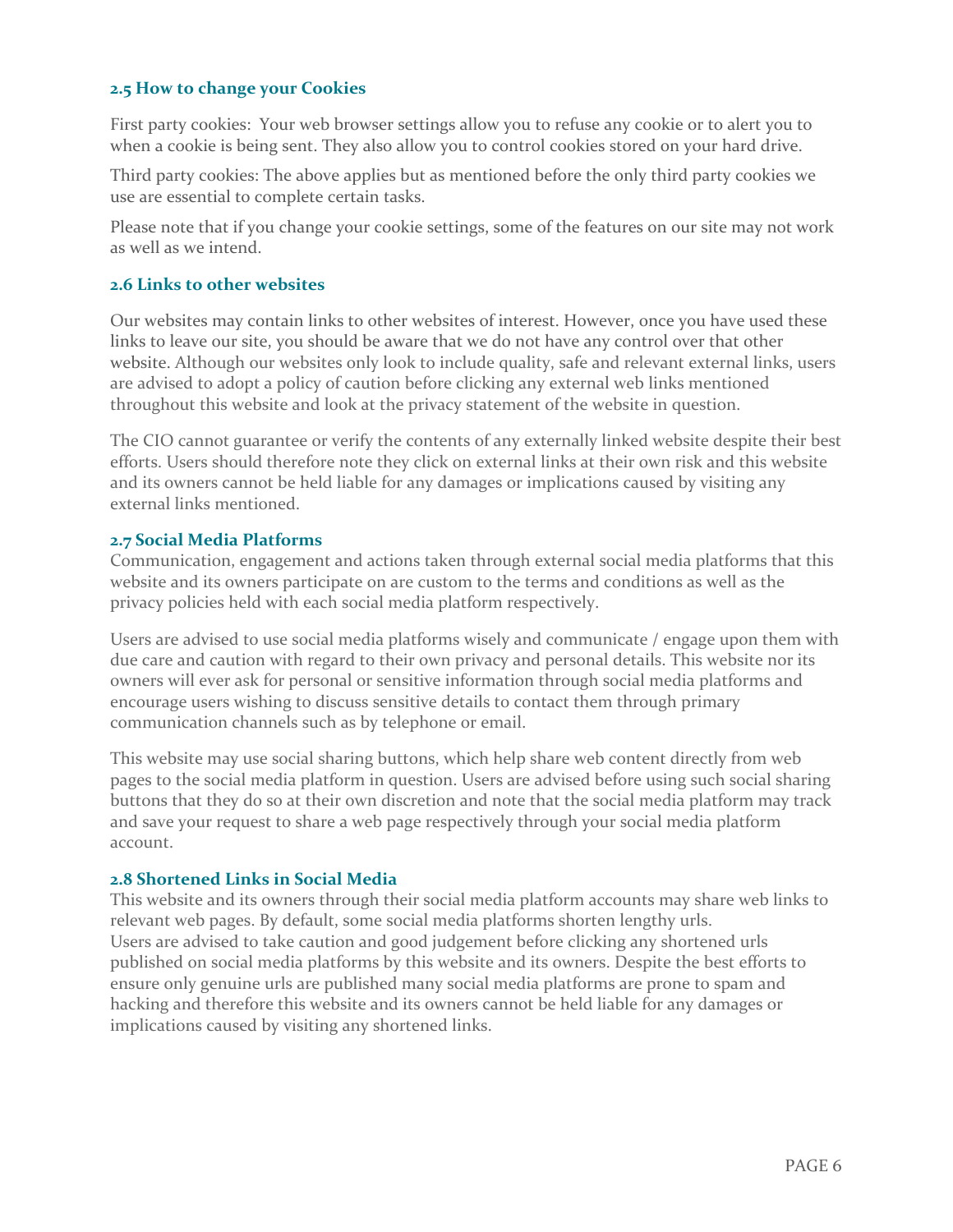### 2.5 How to change your Cookies

First party cookies: Your web browser settings allow you to refuse any cookie or to alert you to when a cookie is being sent. They also allow you to control cookies stored on your hard drive.

Third party cookies: The above applies but as mentioned before the only third party cookies we use are essential to complete certain tasks.

Please note that if you change your cookie settings, some of the features on our site may not work as well as we intend.

### 2.6 Links to other websites

Our websites may contain links to other websites of interest. However, once you have used these links to leave our site, you should be aware that we do not have any control over that other website. Although our websites only look to include quality, safe and relevant external links, users are advised to adopt a policy of caution before clicking any external web links mentioned throughout this website and look at the privacy statement of the website in question.

The CIO cannot guarantee or verify the contents of any externally linked website despite their best efforts. Users should therefore note they click on external links at their own risk and this website and its owners cannot be held liable for any damages or implications caused by visiting any external links mentioned.

### 2.7 Social Media Platforms

Communication, engagement and actions taken through external social media platforms that this website and its owners participate on are custom to the terms and conditions as well as the privacy policies held with each social media platform respectively.

Users are advised to use social media platforms wisely and communicate / engage upon them with due care and caution with regard to their own privacy and personal details. This website nor its owners will ever ask for personal or sensitive information through social media platforms and encourage users wishing to discuss sensitive details to contact them through primary communication channels such as by telephone or email.

This website may use social sharing buttons, which help share web content directly from web pages to the social media platform in question. Users are advised before using such social sharing buttons that they do so at their own discretion and note that the social media platform may track and save your request to share a web page respectively through your social media platform account.

### 2.8 Shortened Links in Social Media

This website and its owners through their social media platform accounts may share web links to relevant web pages. By default, some social media platforms shorten lengthy urls.
Users are advised to take caution and good judgement before clicking any shortened urls published on social media platforms by this website and its owners. Despite the best efforts to ensure only genuine urls are published many social media platforms are prone to spam and hacking and therefore this website and its owners cannot be held liable for any damages or implications caused by visiting any shortened links.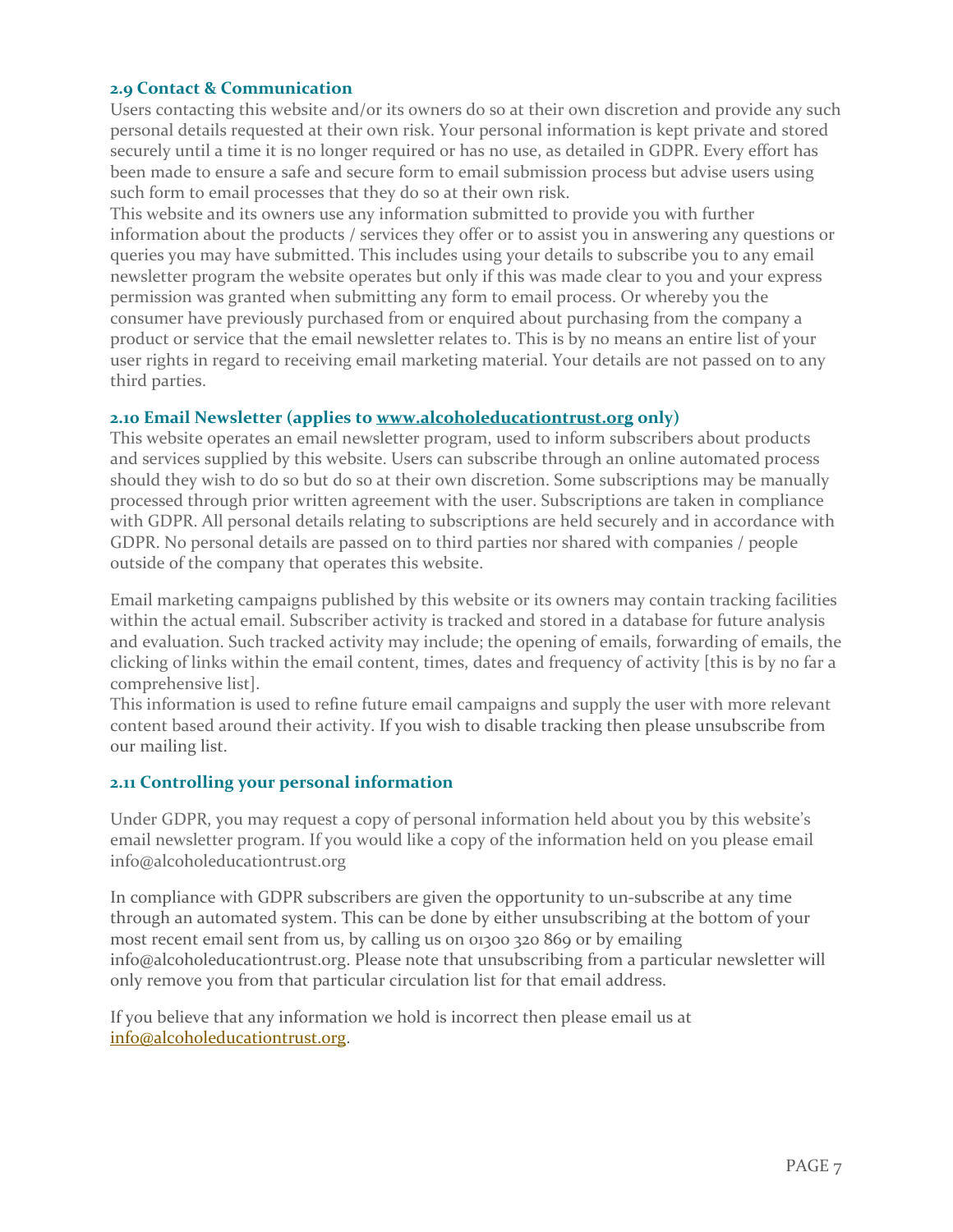### 2.9 Contact & Communication

Users contacting this website and/or its owners do so at their own discretion and provide any such personal details requested at their own risk. Your personal information is kept private and stored securely until a time it is no longer required or has no use, as detailed in GDPR. Every effort has been made to ensure a safe and secure form to email submission process but advise users using such form to email processes that they do so at their own risk.

This website and its owners use any information submitted to provide you with further information about the products / services they offer or to assist you in answering any questions or queries you may have submitted. This includes using your details to subscribe you to any email newsletter program the website operates but only if this was made clear to you and your express permission was granted when submitting any form to email process. Or whereby you the consumer have previously purchased from or enquired about purchasing from the company a product or service that the email newsletter relates to. This is by no means an entire list of your user rights in regard to receiving email marketing material. Your details are not passed on to any third parties.

### 2.10 Email Newsletter (applies to www.alcoholeducationtrust.org only)

This website operates an email newsletter program, used to inform subscribers about products and services supplied by this website. Users can subscribe through an online automated process should they wish to do so but do so at their own discretion. Some subscriptions may be manually processed through prior written agreement with the user. Subscriptions are taken in compliance with GDPR. All personal details relating to subscriptions are held securely and in accordance with GDPR. No personal details are passed on to third parties nor shared with companies / people outside of the company that operates this website.

Email marketing campaigns published by this website or its owners may contain tracking facilities within the actual email. Subscriber activity is tracked and stored in a database for future analysis and evaluation. Such tracked activity may include; the opening of emails, forwarding of emails, the clicking of links within the email content, times, dates and frequency of activity [this is by no far a comprehensive list].

This information is used to refine future email campaigns and supply the user with more relevant content based around their activity. If you wish to disable tracking then please unsubscribe from our mailing list.

### 2.11 Controlling your personal information

Under GDPR, you may request a copy of personal information held about you by this website's email newsletter program. If you would like a copy of the information held on you please email info@alcoholeducationtrust.org

In compliance with GDPR subscribers are given the opportunity to un-subscribe at any time through an automated system. This can be done by either unsubscribing at the bottom of your most recent email sent from us, by calling us on 01300 320 869 or by emailing info@alcoholeducationtrust.org. Please note that unsubscribing from a particular newsletter will only remove you from that particular circulation list for that email address.

If you believe that any information we hold is incorrect then please email us at info@alcoholeducationtrust.org.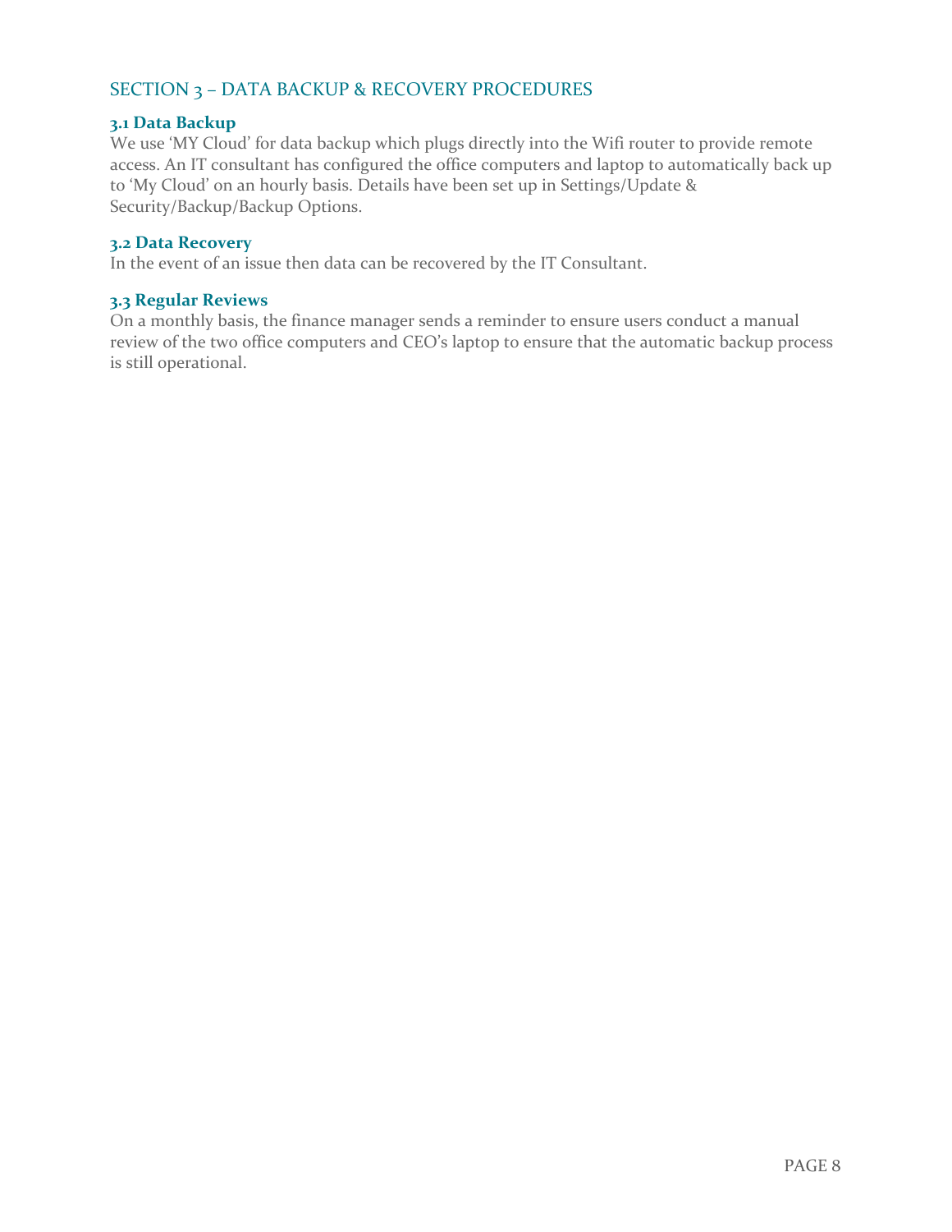## SECTION 3 – DATA BACKUP & RECOVERY PROCEDURES

### 3.1 Data Backup

We use 'MY Cloud' for data backup which plugs directly into the Wifi router to provide remote access. An IT consultant has configured the office computers and laptop to automatically back up to 'My Cloud' on an hourly basis. Details have been set up in Settings/Update & Security/Backup/Backup Options.

### 3.2 Data Recovery

In the event of an issue then data can be recovered by the IT Consultant.

### 3.3 Regular Reviews

On a monthly basis, the finance manager sends a reminder to ensure users conduct a manual review of the two office computers and CEO's laptop to ensure that the automatic backup process is still operational.